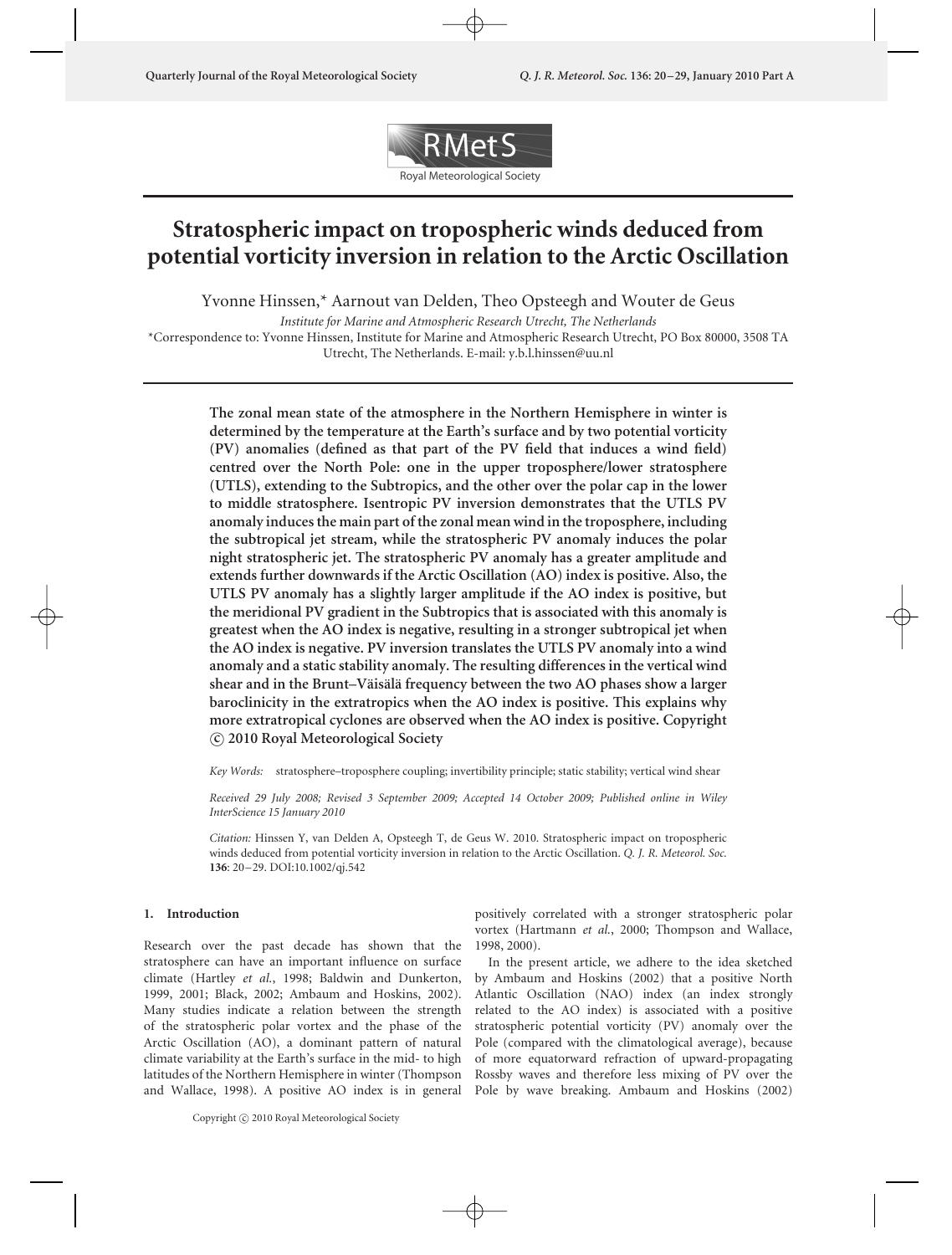# Stratospheric impact on tropospheric winds deduced from potential vorticity inversion in relation to the Arctic Oscillation

Yvonne Hinssen,* Aarnout van Delden, Theo Opsteegh and Wouter de Geus

*Institute for Marine and Atmospheric Research Utrecht, The Netherlands*

*Correspondence to: Yvonne Hinssen, Institute for Marine and Atmospheric Research Utrecht, PO Box 80000, 3508 TA Utrecht, The Netherlands. E-mail: y.b.l.hinssen@uu.nl

**The zonal mean state of the atmosphere in the Northern Hemisphere in winter is determined by the temperature at the Earth's surface and by two potential vorticity (PV) anomalies (defined as that part of the PV field that induces a wind field) centred over the North Pole: one in the upper troposphere/lower stratosphere (UTLS), extending to the Subtropics, and the other over the polar cap in the lower to middle stratosphere. Isentropic PV inversion demonstrates that the UTLS PV anomaly induces the main part of the zonal mean wind in the troposphere, including the subtropical jet stream, while the stratospheric PV anomaly induces the polar night stratospheric jet. The stratospheric PV anomaly has a greater amplitude and extends further downwards if the Arctic Oscillation (AO) index is positive. Also, the UTLS PV anomaly has a slightly larger amplitude if the AO index is positive, but the meridional PV gradient in the Subtropics that is associated with this anomaly is greatest when the AO index is negative, resulting in a stronger subtropical jet when the AO index is negative. PV inversion translates the UTLS PV anomaly into a wind anomaly and a static stability anomaly. The resulting differences in the vertical wind shear and in the Brunt–Väisälä frequency between the two AO phases show a larger baroclinicity in the extratropics when the AO index is positive. This explains why more extratropical cyclones are observed when the AO index is positive. Copyright © 2010 Royal Meteorological Society**

*Key Words:* stratosphere–troposphere coupling; invertibility principle; static stability; vertical wind shear

*Received 29 July 2008; Revised 3 September 2009; Accepted 14 October 2009; Published online in Wiley InterScience 15 January 2010*

*Citation:* Hinssen Y, van Delden A, Opsteegh T, de Geus W. 2010. Stratospheric impact on tropospheric winds deduced from potential vorticity inversion in relation to the Arctic Oscillation. *Q. J. R. Meteorol. Soc.* **136**: 20–29. DOI:10.1002/qj.542

## 1. Introduction

Research over the past decade has shown that the stratosphere can have an important influence on surface climate (Hartley *et al.*, 1998; Baldwin and Dunkerton, 1999, 2001; Black, 2002; Ambaum and Hoskins, 2002). Many studies indicate a relation between the strength of the stratospheric polar vortex and the phase of the Arctic Oscillation (AO), a dominant pattern of natural climate variability at the Earth's surface in the mid- to high latitudes of the Northern Hemisphere in winter (Thompson and Wallace, 1998). A positive AO index is in general positively correlated with a stronger stratospheric polar vortex (Hartmann *et al.*, 2000; Thompson and Wallace, 1998, 2000).

In the present article, we adhere to the idea sketched by Ambaum and Hoskins (2002) that a positive North Atlantic Oscillation (NAO) index (an index strongly related to the AO index) is associated with a positive stratospheric potential vorticity (PV) anomaly over the Pole (compared with the climatological average), because of more equatorward refraction of upward-propagating Rossby waves and therefore less mixing of PV over the Pole by wave breaking. Ambaum and Hoskins (2002)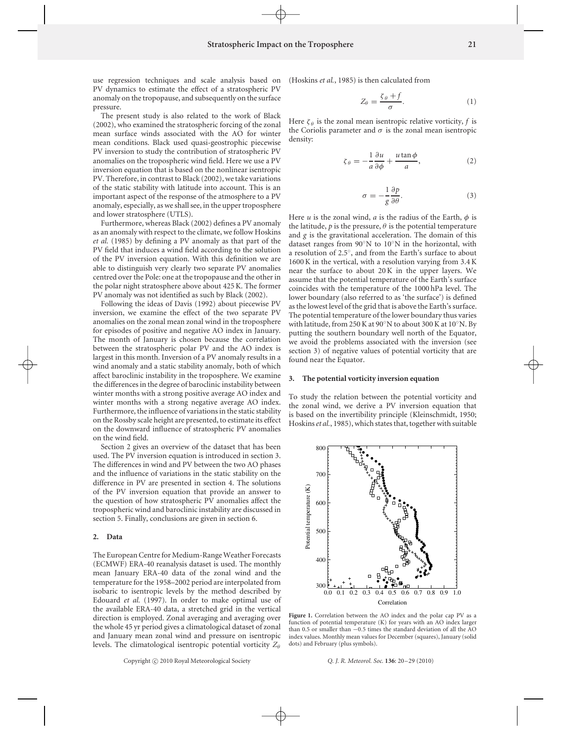use regression techniques and scale analysis based on PV dynamics to estimate the effect of a stratospheric PV anomaly on the tropopause, and subsequently on the surface pressure.

The present study is also related to the work of Black (2002), who examined the stratospheric forcing of the zonal mean surface winds associated with the AO for winter mean conditions. Black used quasi-geostrophic piecewise PV inversion to study the contribution of stratospheric PV anomalies on the tropospheric wind field. Here we use a PV inversion equation that is based on the nonlinear isentropic PV. Therefore, in contrast to Black (2002), we take variations of the static stability with latitude into account. This is an important aspect of the response of the atmosphere to a PV anomaly, especially, as we shall see, in the upper troposphere and lower stratosphere (UTLS).

Furthermore, whereas Black (2002) defines a PV anomaly as an anomaly with respect to the climate, we follow Hoskins *et al.* (1985) by defining a PV anomaly as that part of the PV field that induces a wind field according to the solution of the PV inversion equation. With this definition we are able to distinguish very clearly two separate PV anomalies centred over the Pole: one at the tropopause and the other in the polar night stratosphere above about 425 K. The former PV anomaly was not identified as such by Black (2002).

Following the ideas of Davis (1992) about piecewise PV inversion, we examine the effect of the two separate PV anomalies on the zonal mean zonal wind in the troposphere for episodes of positive and negative AO index in January. The month of January is chosen because the correlation between the stratospheric polar PV and the AO index is largest in this month. Inversion of a PV anomaly results in a wind anomaly and a static stability anomaly, both of which affect baroclinic instability in the troposphere. We examine the differences in the degree of baroclinic instability between winter months with a strong positive average AO index and winter months with a strong negative average AO index. Furthermore, the influence of variations in the static stability on the Rossby scale height are presented, to estimate its effect on the downward influence of stratospheric PV anomalies on the wind field.

Section 2 gives an overview of the dataset that has been used. The PV inversion equation is introduced in section 3. The differences in wind and PV between the two AO phases and the influence of variations in the static stability on the difference in PV are presented in section 4. The solutions of the PV inversion equation that provide an answer to the question of how stratospheric PV anomalies affect the tropospheric wind and baroclinic instability are discussed in section 5. Finally, conclusions are given in section 6.

## 2. Data

The European Centre for Medium-Range Weather Forecasts (ECMWF) ERA-40 reanalysis dataset is used. The monthly mean January ERA-40 data of the zonal wind and the temperature for the 1958–2002 period are interpolated from isobaric to isentropic levels by the method described by Edouard *et al.* (1997). In order to make optimal use of the available ERA-40 data, a stretched grid in the vertical direction is employed. Zonal averaging and averaging over the whole 45 yr period gives a climatological dataset of zonal and January mean zonal wind and pressure on isentropic levels. The climatological isentropic potential vorticity $Z_\theta$ (Hoskins *et al.*, 1985) is then calculated from

$$Z_\theta = \frac{\zeta_\theta + f}{\sigma}. \quad (1)$$

Here $\zeta_\theta$ is the zonal mean isentropic relative vorticity, $f$ is the Coriolis parameter and $\sigma$ is the zonal mean isentropic density:

$$\zeta_\theta = -\frac{1}{a}\frac{\partial u}{\partial \phi} + \frac{u \tan \phi}{a}, \quad (2)$$

$$\sigma = -\frac{1}{g}\frac{\partial p}{\partial \theta}. \quad (3)$$

Here $u$ is the zonal wind, $a$ is the radius of the Earth, $\phi$ is the latitude, $p$ is the pressure, $\theta$ is the potential temperature and $g$ is the gravitational acceleration. The domain of this dataset ranges from 90°N to 10°N in the horizontal, with a resolution of 2.5°, and from the Earth's surface to about 1600 K in the vertical, with a resolution varying from 3.4 K near the surface to about 20 K in the upper layers. We assume that the potential temperature of the Earth's surface coincides with the temperature of the 1000 hPa level. The lower boundary (also referred to as 'the surface') is defined as the lowest level of the grid that is above the Earth's surface. The potential temperature of the lower boundary thus varies with latitude, from 250 K at 90°N to about 300 K at 10°N. By putting the southern boundary well north of the Equator, we avoid the problems associated with the inversion (see section 3) of negative values of potential vorticity that are found near the Equator.

## 3. The potential vorticity inversion equation

To study the relation between the potential vorticity and the zonal wind, we derive a PV inversion equation that is based on the invertibility principle (Kleinschmidt, 1950; Hoskins *et al.*, 1985), which states that, together with suitable

Figure 1. Correlation between the AO index and the polar cap PV as a function of potential temperature (K) for years with an AO index larger than 0.5 or smaller than −0.5 times the standard deviation of all the AO index values. Monthly mean values for December (squares), January (solid dots) and February (plus symbols).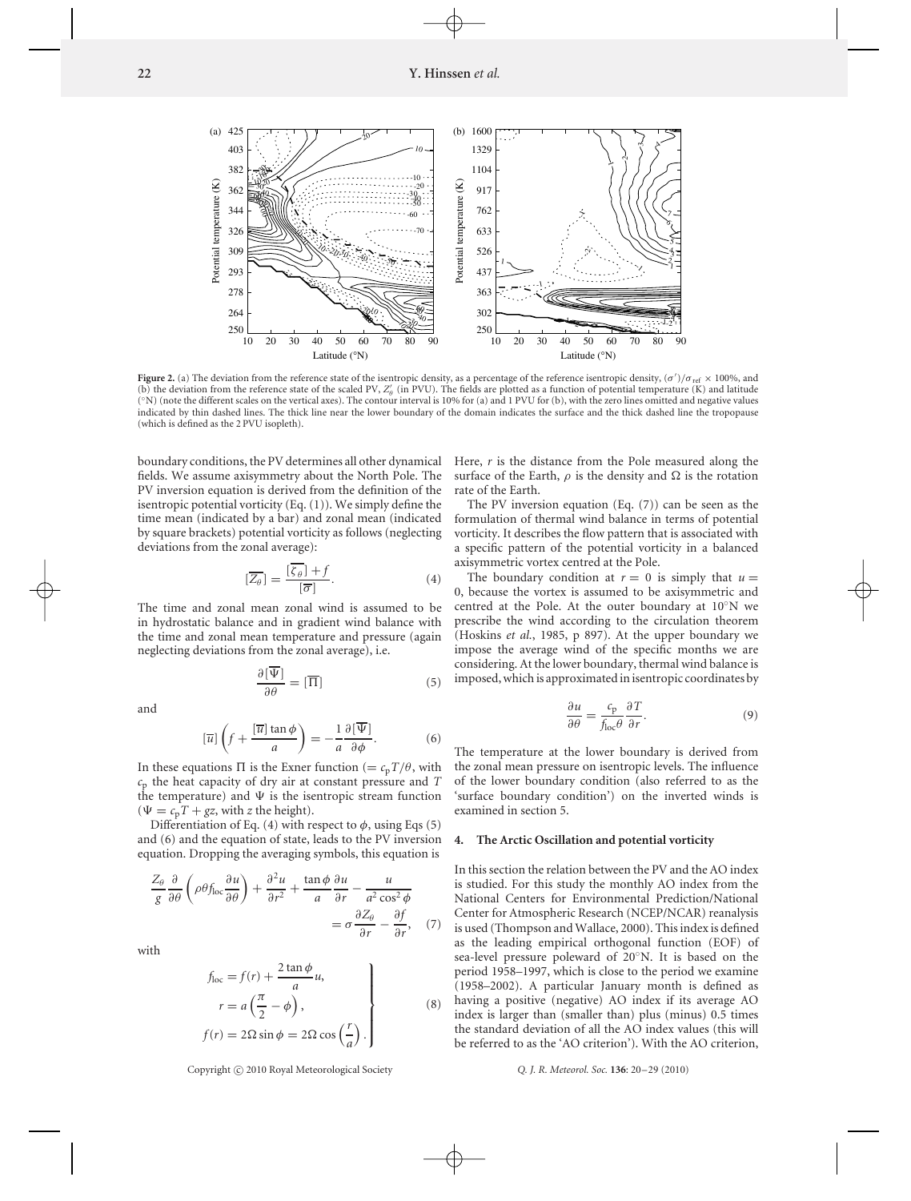**Figure 2.** (a) The deviation from the reference state of the isentropic density, as a percentage of the reference isentropic density, $(\sigma')/\sigma_{\text{ref}} \times 100\%$, and (b) the deviation from the reference state of the scaled PV, $Z'_\theta$ (in PVU). The fields are plotted as a function of potential temperature (K) and latitude (°N) (note the different scales on the vertical axes). The contour interval is 10% for (a) and 1 PVU for (b), with the zero lines omitted and negative values indicated by thin dashed lines. The thick line near the lower boundary of the domain indicates the surface and the thick dashed line the tropopause (which is defined as the 2 PVU isopleth).

boundary conditions, the PV determines all other dynamical fields. We assume axisymmetry about the North Pole. The PV inversion equation is derived from the definition of the isentropic potential vorticity (Eq. (1)). We simply define the time mean (indicated by a bar) and zonal mean (indicated by square brackets) potential vorticity as follows (neglecting deviations from the zonal average):

$$[\overline{Z_\theta}] = \frac{[\overline{\zeta_\theta}] + f}{[\overline{\sigma}]}. \tag{4}$$

The time and zonal mean zonal wind is assumed to be in hydrostatic balance and in gradient wind balance with the time and zonal mean temperature and pressure (again neglecting deviations from the zonal average), i.e.

$$\frac{\partial[\overline{\Psi}]}{\partial\theta} = [\overline{\Pi}] \tag{5}$$

and

$$[\overline{u}]\left(f + \frac{[\overline{u}]\tan\phi}{a}\right) = -\frac{1}{a}\frac{\partial[\overline{\Psi}]}{\partial\phi}. \tag{6}$$

In these equations $\Pi$ is the Exner function ($= c_p T/\theta$, with $c_p$ the heat capacity of dry air at constant pressure and $T$ the temperature) and $\Psi$ is the isentropic stream function ($\Psi = c_p T + gz$, with $z$ the height).

Differentiation of Eq. (4) with respect to $\phi$, using Eqs (5) and (6) and the equation of state, leads to the PV inversion equation. Dropping the averaging symbols, this equation is

$$\frac{Z_\theta}{g}\frac{\partial}{\partial\theta}\left(\rho\theta f_{\text{loc}}\frac{\partial u}{\partial\theta}\right) + \frac{\partial^2 u}{\partial r^2} + \frac{\tan\phi}{a}\frac{\partial u}{\partial r} - \frac{u}{a^2\cos^2\phi} = \sigma\frac{\partial Z_\theta}{\partial r} - \frac{\partial f}{\partial r}, \tag{7}$$

with

$$\left.\begin{aligned} f_{\text{loc}} &= f(r) + \frac{2\tan\phi}{a}u, \\ r &= a\left(\frac{\pi}{2} - \phi\right), \\ f(r) &= 2\Omega\sin\phi = 2\Omega\cos\left(\frac{r}{a}\right). \end{aligned}\right\} \tag{8}$$

Here, $r$ is the distance from the Pole measured along the surface of the Earth, $\rho$ is the density and $\Omega$ is the rotation rate of the Earth.

The PV inversion equation (Eq. (7)) can be seen as the formulation of thermal wind balance in terms of potential vorticity. It describes the flow pattern that is associated with a specific pattern of the potential vorticity in a balanced axisymmetric vortex centred at the Pole.

The boundary condition at $r = 0$ is simply that $u = 0$, because the vortex is assumed to be axisymmetric and centred at the Pole. At the outer boundary at 10°N we prescribe the wind according to the circulation theorem (Hoskins *et al.*, 1985, p 897). At the upper boundary we impose the average wind of the specific months we are considering. At the lower boundary, thermal wind balance is imposed, which is approximated in isentropic coordinates by

$$\frac{\partial u}{\partial\theta} = \frac{c_p}{f_{\text{loc}}\theta}\frac{\partial T}{\partial r}. \tag{9}$$

The temperature at the lower boundary is derived from the zonal mean pressure on isentropic levels. The influence of the lower boundary condition (also referred to as the 'surface boundary condition') on the inverted winds is examined in section 5.

## 4. The Arctic Oscillation and potential vorticity

In this section the relation between the PV and the AO index is studied. For this study the monthly AO index from the National Centers for Environmental Prediction/National Center for Atmospheric Research (NCEP/NCAR) reanalysis is used (Thompson and Wallace, 2000). This index is defined as the leading empirical orthogonal function (EOF) of sea-level pressure poleward of 20°N. It is based on the period 1958–1997, which is close to the period we examine (1958–2002). A particular January month is defined as having a positive (negative) AO index if its average AO index is larger than (smaller than) plus (minus) 0.5 times the standard deviation of all the AO index values (this will be referred to as the 'AO criterion'). With the AO criterion,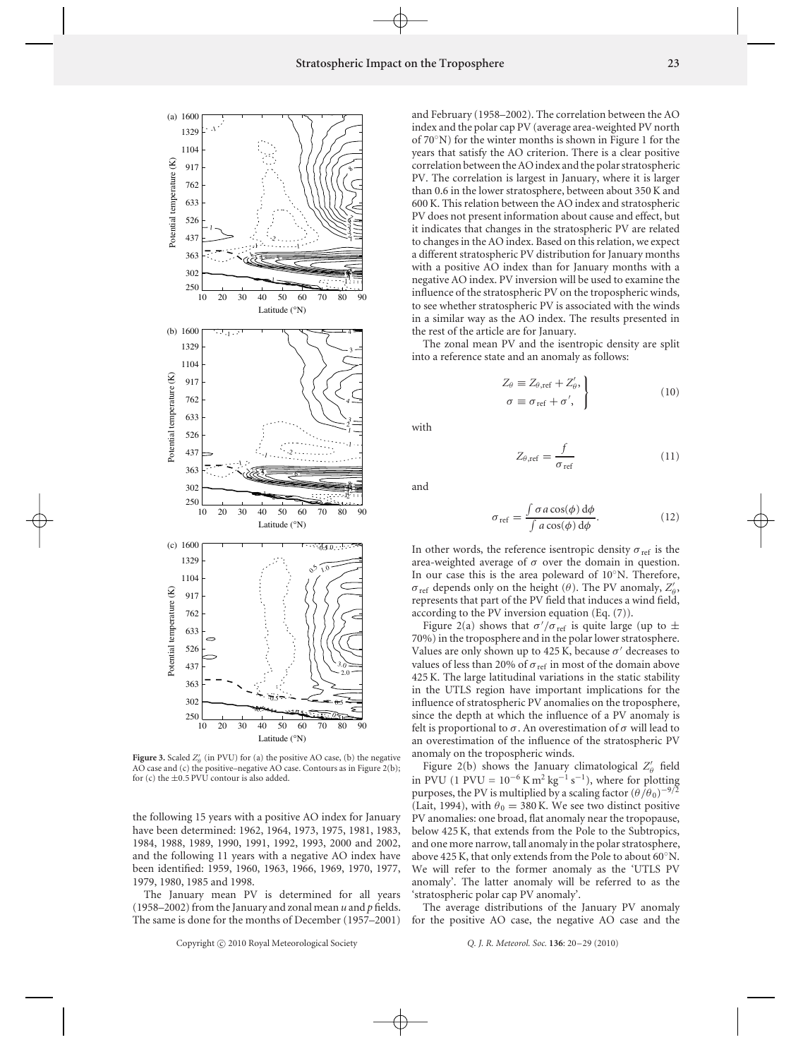**Figure 3.** Scaled $Z'_{\theta}$ (in PVU) for (a) the positive AO case, (b) the negative AO case and (c) the positive–negative AO case. Contours as in Figure 2(b); for (c) the ±0.5 PVU contour is also added.

the following 15 years with a positive AO index for January have been determined: 1962, 1964, 1973, 1975, 1981, 1983, 1984, 1988, 1989, 1990, 1991, 1992, 1993, 2000 and 2002, and the following 11 years with a negative AO index have been identified: 1959, 1960, 1963, 1966, 1969, 1970, 1977, 1979, 1980, 1985 and 1998.

The January mean PV is determined for all years (1958–2002) from the January and zonal mean $u$ and $p$ fields. The same is done for the months of December (1957–2001) and February (1958–2002). The correlation between the AO index and the polar cap PV (average area-weighted PV north of 70°N) for the winter months is shown in Figure 1 for the years that satisfy the AO criterion. There is a clear positive correlation between the AO index and the polar stratospheric PV. The correlation is largest in January, where it is larger than 0.6 in the lower stratosphere, between about 350 K and 600 K. This relation between the AO index and stratospheric PV does not present information about cause and effect, but it indicates that changes in the stratospheric PV are related to changes in the AO index. Based on this relation, we expect a different stratospheric PV distribution for January months with a positive AO index than for January months with a negative AO index. PV inversion will be used to examine the influence of the stratospheric PV on the tropospheric winds, to see whether stratospheric PV is associated with the winds in a similar way as the AO index. The results presented in the rest of the article are for January.

The zonal mean PV and the isentropic density are split into a reference state and an anomaly as follows:

$$
\left.
\begin{aligned}
Z_{\theta} &\equiv Z_{\theta,\mathrm{ref}} + Z'_{\theta}, \\
\sigma &\equiv \sigma_{\mathrm{ref}} + \sigma',
\end{aligned}
\right\}
\tag{10}
$$

with

$$
Z_{\theta,\mathrm{ref}} = \frac{f}{\sigma_{\mathrm{ref}}} \tag{11}
$$

and

$$
\sigma_{\mathrm{ref}} = \frac{\int \sigma\, a \cos(\phi)\, \mathrm{d}\phi}{\int a \cos(\phi)\, \mathrm{d}\phi}. \tag{12}
$$

In other words, the reference isentropic density $\sigma_{\mathrm{ref}}$ is the area-weighted average of $\sigma$ over the domain in question. In our case this is the area poleward of 10°N. Therefore, $\sigma_{\mathrm{ref}}$ depends only on the height ($\theta$). The PV anomaly, $Z'_{\theta}$, represents that part of the PV field that induces a wind field, according to the PV inversion equation (Eq. (7)).

Figure 2(a) shows that $\sigma'/\sigma_{\mathrm{ref}}$ is quite large (up to ± 70%) in the troposphere and in the polar lower stratosphere. Values are only shown up to 425 K, because $\sigma'$ decreases to values of less than 20% of $\sigma_{\mathrm{ref}}$ in most of the domain above 425 K. The large latitudinal variations in the static stability in the UTLS region have important implications for the influence of stratospheric PV anomalies on the troposphere, since the depth at which the influence of a PV anomaly is felt is proportional to $\sigma$. An overestimation of $\sigma$ will lead to an overestimation of the influence of the stratospheric PV anomaly on the tropospheric winds.

Figure 2(b) shows the January climatological $Z'_{\theta}$ field in PVU (1 PVU $= 10^{-6}\,\mathrm{K\,m^2\,kg^{-1}\,s^{-1}}$), where for plotting purposes, the PV is multiplied by a scaling factor $(\theta/\theta_0)^{-9/2}$ (Lait, 1994), with $\theta_0 = 380$ K. We see two distinct positive PV anomalies: one broad, flat anomaly near the tropopause, below 425 K, that extends from the Pole to the Subtropics, and one more narrow, tall anomaly in the polar stratosphere, above 425 K, that only extends from the Pole to about 60°N. We will refer to the former anomaly as the 'UTLS PV anomaly'. The latter anomaly will be referred to as the 'stratospheric polar cap PV anomaly'.

The average distributions of the January PV anomaly for the positive AO case, the negative AO case and the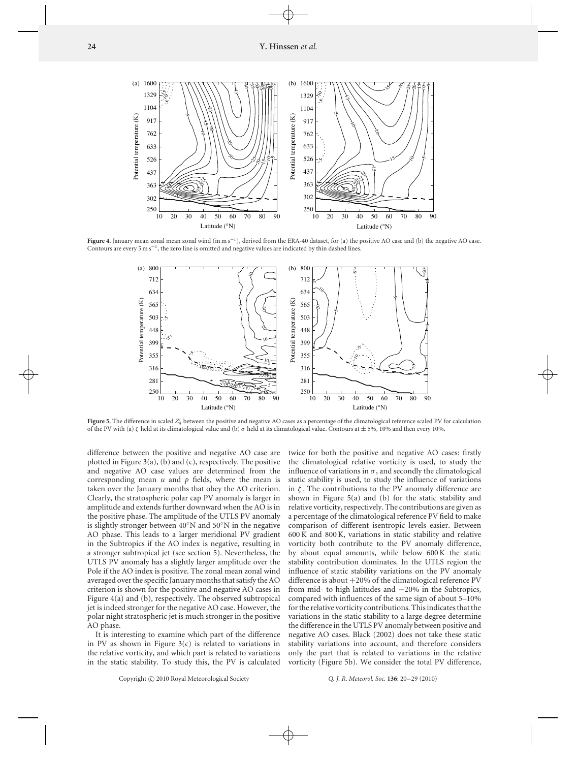**Figure 4.** January mean zonal mean zonal wind (in m s$^{-1}$), derived from the ERA-40 dataset, for (a) the positive AO case and (b) the negative AO case. Contours are every 5 m s$^{-1}$, the zero line is omitted and negative values are indicated by thin dashed lines.

**Figure 5.** The difference in scaled $Z'_\theta$ between the positive and negative AO cases as a percentage of the climatological reference scaled PV for calculation of the PV with (a) $\zeta$ held at its climatological value and (b) $\sigma$ held at its climatological value. Contours at $\pm$ 5%, 10% and then every 10%.

difference between the positive and negative AO case are plotted in Figure 3(a), (b) and (c), respectively. The positive and negative AO case values are determined from the corresponding mean $u$ and $p$ fields, where the mean is taken over the January months that obey the AO criterion. Clearly, the stratospheric polar cap PV anomaly is larger in amplitude and extends further downward when the AO is in the positive phase. The amplitude of the UTLS PV anomaly is slightly stronger between 40°N and 50°N in the negative AO phase. This leads to a larger meridional PV gradient in the Subtropics if the AO index is negative, resulting in a stronger subtropical jet (see section 5). Nevertheless, the UTLS PV anomaly has a slightly larger amplitude over the Pole if the AO index is positive. The zonal mean zonal wind averaged over the specific January months that satisfy the AO criterion is shown for the positive and negative AO cases in Figure 4(a) and (b), respectively. The observed subtropical jet is indeed stronger for the negative AO case. However, the polar night stratospheric jet is much stronger in the positive AO phase.

It is interesting to examine which part of the difference in PV as shown in Figure 3(c) is related to variations in the relative vorticity, and which part is related to variations in the static stability. To study this, the PV is calculated twice for both the positive and negative AO cases: firstly the climatological relative vorticity is used, to study the influence of variations in $\sigma$, and secondly the climatological static stability is used, to study the influence of variations in $\zeta$. The contributions to the PV anomaly difference are shown in Figure 5(a) and (b) for the static stability and relative vorticity, respectively. The contributions are given as a percentage of the climatological reference PV field to make comparison of different isentropic levels easier. Between 600 K and 800 K, variations in static stability and relative vorticity both contribute to the PV anomaly difference, by about equal amounts, while below 600 K the static stability contribution dominates. In the UTLS region the influence of static stability variations on the PV anomaly difference is about +20% of the climatological reference PV from mid- to high latitudes and −20% in the Subtropics, compared with influences of the same sign of about 5–10% for the relative vorticity contributions. This indicates that the variations in the static stability to a large degree determine the difference in the UTLS PV anomaly between positive and negative AO cases. Black (2002) does not take these static stability variations into account, and therefore considers only the part that is related to variations in the relative vorticity (Figure 5b). We consider the total PV difference,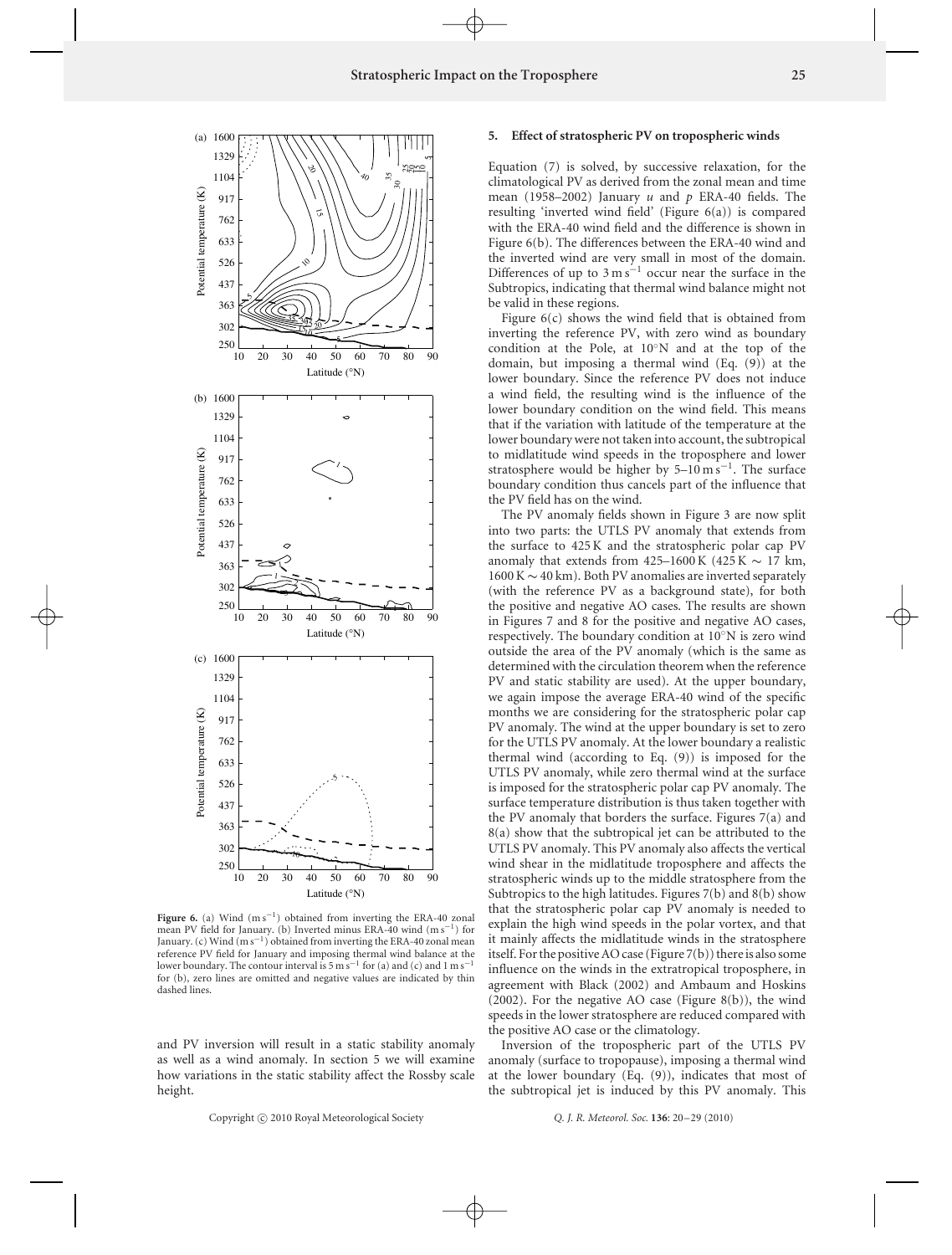**Figure 6.** (a) Wind (m s$^{-1}$) obtained from inverting the ERA-40 zonal mean PV field for January. (b) Inverted minus ERA-40 wind (m s$^{-1}$) for January. (c) Wind (m s$^{-1}$) obtained from inverting the ERA-40 zonal mean reference PV field for January and imposing thermal wind balance at the lower boundary. The contour interval is 5 m s$^{-1}$ for (a) and (c) and 1 m s$^{-1}$ for (b), zero lines are omitted and negative values are indicated by thin dashed lines.

and PV inversion will result in a static stability anomaly as well as a wind anomaly. In section 5 we will examine how variations in the static stability affect the Rossby scale height.

## 5. Effect of stratospheric PV on tropospheric winds

Equation (7) is solved, by successive relaxation, for the climatological PV as derived from the zonal mean and time mean (1958–2002) January $u$ and $p$ ERA-40 fields. The resulting 'inverted wind field' (Figure 6(a)) is compared with the ERA-40 wind field and the difference is shown in Figure 6(b). The differences between the ERA-40 wind and the inverted wind are very small in most of the domain. Differences of up to 3 m s$^{-1}$ occur near the surface in the Subtropics, indicating that thermal wind balance might not be valid in these regions.

Figure 6(c) shows the wind field that is obtained from inverting the reference PV, with zero wind as boundary condition at the Pole, at 10°N and at the top of the domain, but imposing a thermal wind (Eq. (9)) at the lower boundary. Since the reference PV does not induce a wind field, the resulting wind is the influence of the lower boundary condition on the wind field. This means that if the variation with latitude of the temperature at the lower boundary were not taken into account, the subtropical to midlatitude wind speeds in the troposphere and lower stratosphere would be higher by 5–10 m s$^{-1}$. The surface boundary condition thus cancels part of the influence that the PV field has on the wind.

The PV anomaly fields shown in Figure 3 are now split into two parts: the UTLS PV anomaly that extends from the surface to 425 K and the stratospheric polar cap PV anomaly that extends from 425–1600 K (425 K $\sim$ 17 km, 1600 K $\sim$ 40 km). Both PV anomalies are inverted separately (with the reference PV as a background state), for both the positive and negative AO cases. The results are shown in Figures 7 and 8 for the positive and negative AO cases, respectively. The boundary condition at 10°N is zero wind outside the area of the PV anomaly (which is the same as determined with the circulation theorem when the reference PV and static stability are used). At the upper boundary, we again impose the average ERA-40 wind of the specific months we are considering for the stratospheric polar cap PV anomaly. The wind at the upper boundary is set to zero for the UTLS PV anomaly. At the lower boundary a realistic thermal wind (according to Eq. (9)) is imposed for the UTLS PV anomaly, while zero thermal wind at the surface is imposed for the stratospheric polar cap PV anomaly. The surface temperature distribution is thus taken together with the PV anomaly that borders the surface. Figures 7(a) and 8(a) show that the subtropical jet can be attributed to the UTLS PV anomaly. This PV anomaly also affects the vertical wind shear in the midlatitude troposphere and affects the stratospheric winds up to the middle stratosphere from the Subtropics to the high latitudes. Figures 7(b) and 8(b) show that the stratospheric polar cap PV anomaly is needed to explain the high wind speeds in the polar vortex, and that it mainly affects the midlatitude winds in the stratosphere itself. For the positive AO case (Figure 7(b)) there is also some influence on the winds in the extratropical troposphere, in agreement with Black (2002) and Ambaum and Hoskins (2002). For the negative AO case (Figure 8(b)), the wind speeds in the lower stratosphere are reduced compared with the positive AO case or the climatology.

Inversion of the tropospheric part of the UTLS PV anomaly (surface to tropopause), imposing a thermal wind at the lower boundary (Eq. (9)), indicates that most of the subtropical jet is induced by this PV anomaly. This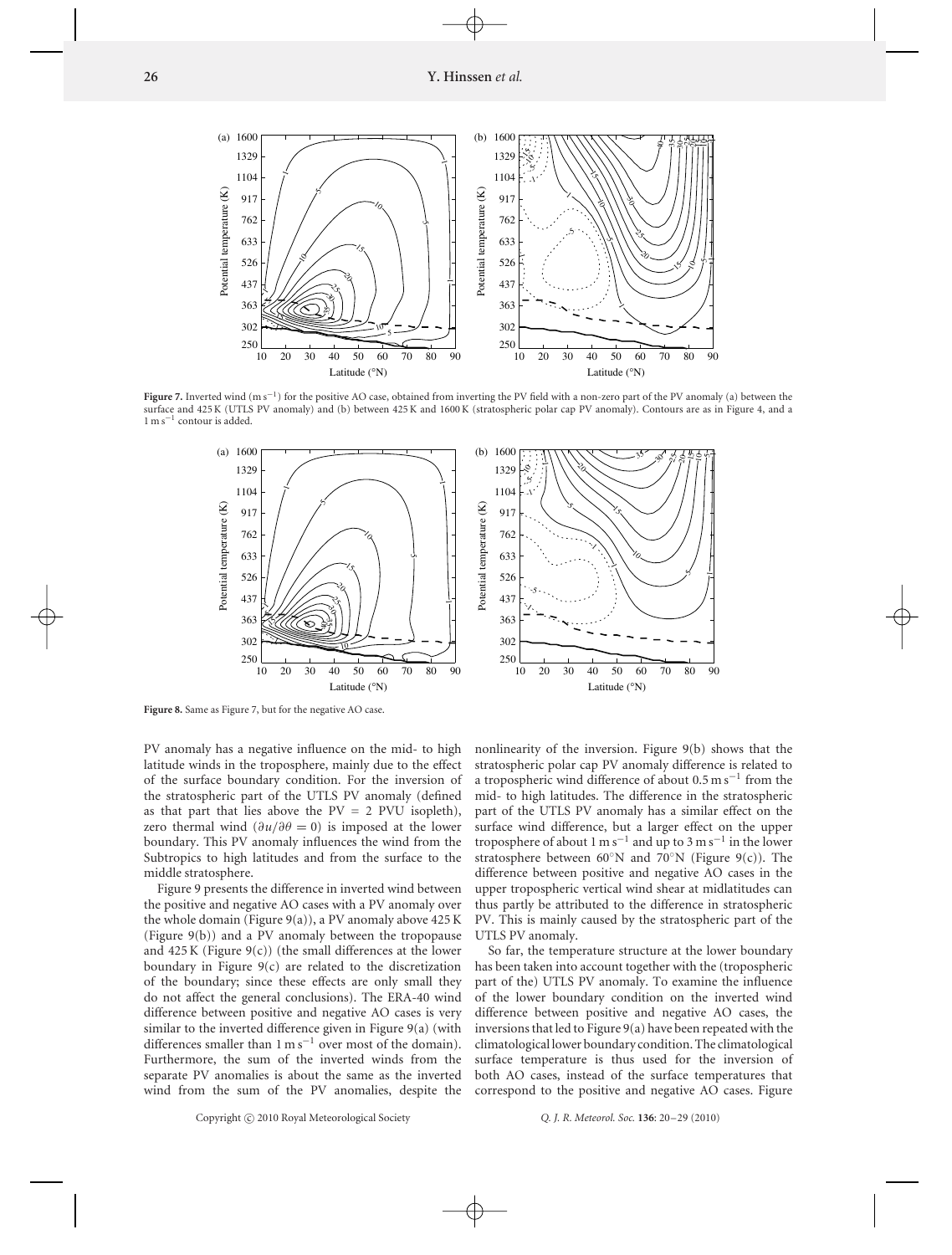**Figure 7.** Inverted wind (m s$^{-1}$) for the positive AO case, obtained from inverting the PV field with a non-zero part of the PV anomaly (a) between the surface and 425 K (UTLS PV anomaly) and (b) between 425 K and 1600 K (stratospheric polar cap PV anomaly). Contours are as in Figure 4, and a 1 m s$^{-1}$ contour is added.

**Figure 8.** Same as Figure 7, but for the negative AO case.

PV anomaly has a negative influence on the mid- to high latitude winds in the troposphere, mainly due to the effect of the surface boundary condition. For the inversion of the stratospheric part of the UTLS PV anomaly (defined as that part that lies above the PV = 2 PVU isopleth), zero thermal wind ($\partial u/\partial\theta = 0$) is imposed at the lower boundary. This PV anomaly influences the wind from the Subtropics to high latitudes and from the surface to the middle stratosphere.

Figure 9 presents the difference in inverted wind between the positive and negative AO cases with a PV anomaly over the whole domain (Figure 9(a)), a PV anomaly above 425 K (Figure 9(b)) and a PV anomaly between the tropopause and 425 K (Figure 9(c)) (the small differences at the lower boundary in Figure 9(c) are related to the discretization of the boundary; since these effects are only small they do not affect the general conclusions). The ERA-40 wind difference between positive and negative AO cases is very similar to the inverted difference given in Figure 9(a) (with differences smaller than 1 m s$^{-1}$ over most of the domain). Furthermore, the sum of the inverted winds from the separate PV anomalies is about the same as the inverted wind from the sum of the PV anomalies, despite the nonlinearity of the inversion. Figure 9(b) shows that the stratospheric polar cap PV anomaly difference is related to a tropospheric wind difference of about 0.5 m s$^{-1}$ from the mid- to high latitudes. The difference in the stratospheric part of the UTLS PV anomaly has a similar effect on the surface wind difference, but a larger effect on the upper troposphere of about 1 m s$^{-1}$ and up to 3 m s$^{-1}$ in the lower stratosphere between 60°N and 70°N (Figure 9(c)). The difference between positive and negative AO cases in the upper tropospheric vertical wind shear at midlatitudes can thus partly be attributed to the difference in stratospheric PV. This is mainly caused by the stratospheric part of the UTLS PV anomaly.

So far, the temperature structure at the lower boundary has been taken into account together with the (tropospheric part of the) UTLS PV anomaly. To examine the influence of the lower boundary condition on the inverted wind difference between positive and negative AO cases, the inversions that led to Figure 9(a) have been repeated with the climatological lower boundary condition. The climatological surface temperature is thus used for the inversion of both AO cases, instead of the surface temperatures that correspond to the positive and negative AO cases. Figure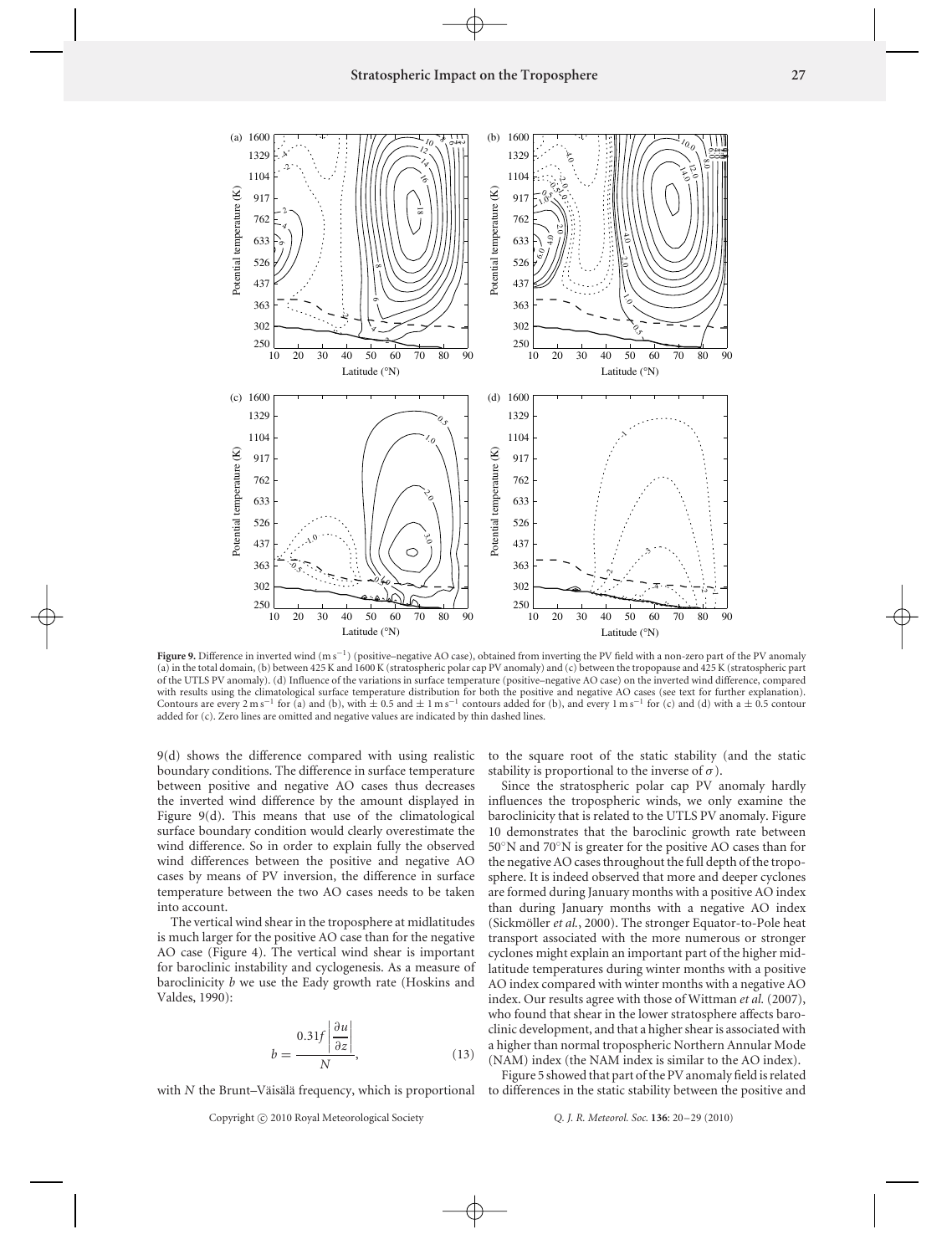**Figure 9.** Difference in inverted wind (m s$^{-1}$) (positive–negative AO case), obtained from inverting the PV field with a non-zero part of the PV anomaly (a) in the total domain, (b) between 425 K and 1600 K (stratospheric polar cap PV anomaly) and (c) between the tropopause and 425 K (stratospheric part of the UTLS PV anomaly). (d) Influence of the variations in surface temperature (positive–negative AO case) on the inverted wind difference, compared with results using the climatological surface temperature distribution for both the positive and negative AO cases (see text for further explanation). Contours are every 2 m s$^{-1}$ for (a) and (b), with $\pm$ 0.5 and $\pm$ 1 m s$^{-1}$ contours added for (b), and every 1 m s$^{-1}$ for (c) and (d) with a $\pm$ 0.5 contour added for (c). Zero lines are omitted and negative values are indicated by thin dashed lines.

9(d) shows the difference compared with using realistic boundary conditions. The difference in surface temperature between positive and negative AO cases thus decreases the inverted wind difference by the amount displayed in Figure 9(d). This means that use of the climatological surface boundary condition would clearly overestimate the wind difference. So in order to explain fully the observed wind differences between the positive and negative AO cases by means of PV inversion, the difference in surface temperature between the two AO cases needs to be taken into account.

The vertical wind shear in the troposphere at midlatitudes is much larger for the positive AO case than for the negative AO case (Figure 4). The vertical wind shear is important for baroclinic instability and cyclogenesis. As a measure of baroclinicity $b$ we use the Eady growth rate (Hoskins and Valdes, 1990):

$$b = \frac{0.31f\left|\frac{\partial u}{\partial z}\right|}{N}, \tag{13}$$

with $N$ the Brunt–Väisälä frequency, which is proportional to the square root of the static stability (and the static stability is proportional to the inverse of $\sigma$).

Since the stratospheric polar cap PV anomaly hardly influences the tropospheric winds, we only examine the baroclinicity that is related to the UTLS PV anomaly. Figure 10 demonstrates that the baroclinic growth rate between 50°N and 70°N is greater for the positive AO cases than for the negative AO cases throughout the full depth of the troposphere. It is indeed observed that more and deeper cyclones are formed during January months with a positive AO index than during January months with a negative AO index (Sickmöller *et al.*, 2000). The stronger Equator-to-Pole heat transport associated with the more numerous or stronger cyclones might explain an important part of the higher midlatitude temperatures during winter months with a positive AO index compared with winter months with a negative AO index. Our results agree with those of Wittman *et al.* (2007), who found that shear in the lower stratosphere affects baroclinic development, and that a higher shear is associated with a higher than normal tropospheric Northern Annular Mode (NAM) index (the NAM index is similar to the AO index).

Figure 5 showed that part of the PV anomaly field is related to differences in the static stability between the positive and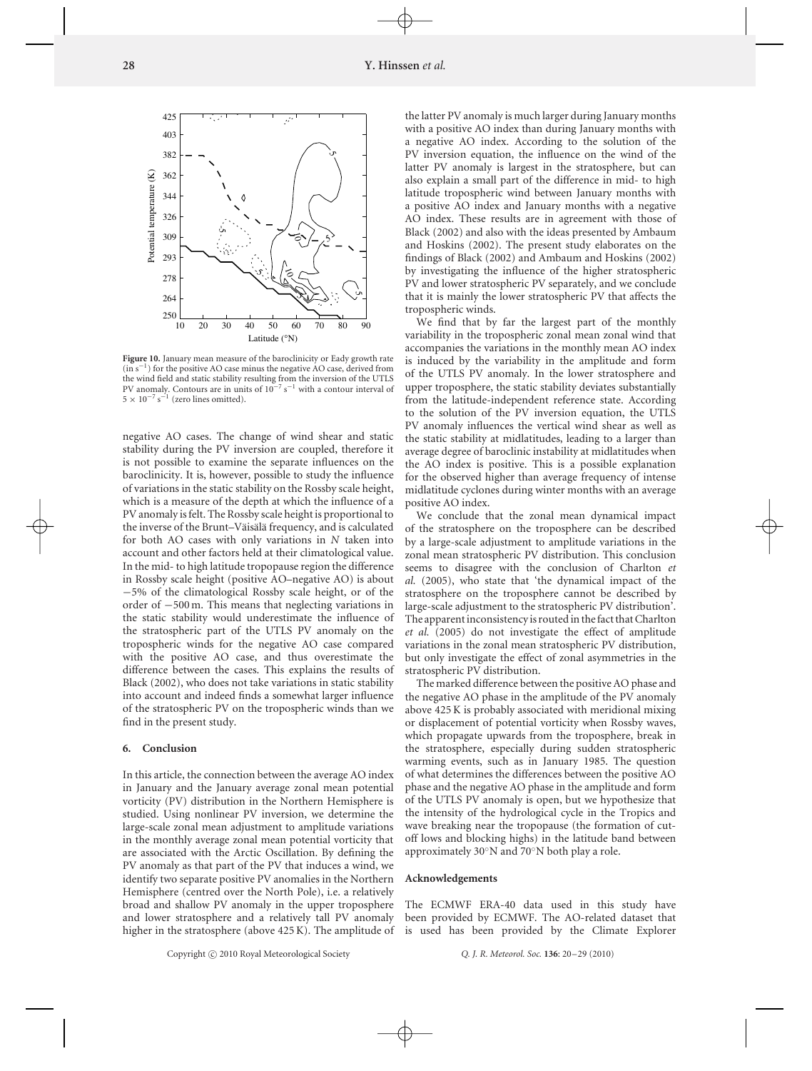425
403
382
362
344
326
309
293
278
264
250
Potential temperature (K)
10 20 30 40 50 60 70 80 90
Latitude (°N)
5
5
-5
5
10
5
5
-5
-5
-5
-10
5

**Figure 10.** January mean measure of the baroclinicity or Eady growth rate (in $s^{-1}$) for the positive AO case minus the negative AO case, derived from the wind field and static stability resulting from the inversion of the UTLS PV anomaly. Contours are in units of $10^{-7}\,s^{-1}$ with a contour interval of $5 \times 10^{-7}\,s^{-1}$ (zero lines omitted).

negative AO cases. The change of wind shear and static stability during the PV inversion are coupled, therefore it is not possible to examine the separate influences on the baroclinicity. It is, however, possible to study the influence of variations in the static stability on the Rossby scale height, which is a measure of the depth at which the influence of a PV anomaly is felt. The Rossby scale height is proportional to the inverse of the Brunt–Väisälä frequency, and is calculated for both AO cases with only variations in $N$ taken into account and other factors held at their climatological value. In the mid- to high latitude tropopause region the difference in Rossby scale height (positive AO–negative AO) is about −5% of the climatological Rossby scale height, or of the order of −500 m. This means that neglecting variations in the static stability would underestimate the influence of the stratospheric part of the UTLS PV anomaly on the tropospheric winds for the negative AO case compared with the positive AO case, and thus overestimate the difference between the cases. This explains the results of Black (2002), who does not take variations in static stability into account and indeed finds a somewhat larger influence of the stratospheric PV on the tropospheric winds than we find in the present study.

## 6. Conclusion

In this article, the connection between the average AO index in January and the January average zonal mean potential vorticity (PV) distribution in the Northern Hemisphere is studied. Using nonlinear PV inversion, we determine the large-scale zonal mean adjustment to amplitude variations in the monthly average zonal mean potential vorticity that are associated with the Arctic Oscillation. By defining the PV anomaly as that part of the PV that induces a wind, we identify two separate positive PV anomalies in the Northern Hemisphere (centred over the North Pole), i.e. a relatively broad and shallow PV anomaly in the upper troposphere and lower stratosphere and a relatively tall PV anomaly higher in the stratosphere (above 425 K). The amplitude of the latter PV anomaly is much larger during January months with a positive AO index than during January months with a negative AO index. According to the solution of the PV inversion equation, the influence on the wind of the latter PV anomaly is largest in the stratosphere, but can also explain a small part of the difference in mid- to high latitude tropospheric wind between January months with a positive AO index and January months with a negative AO index. These results are in agreement with those of Black (2002) and also with the ideas presented by Ambaum and Hoskins (2002). The present study elaborates on the findings of Black (2002) and Ambaum and Hoskins (2002) by investigating the influence of the higher stratospheric PV and lower stratospheric PV separately, and we conclude that it is mainly the lower stratospheric PV that affects the tropospheric winds.

We find that by far the largest part of the monthly variability in the tropospheric zonal mean zonal wind that accompanies the variations in the monthly mean AO index is induced by the variability in the amplitude and form of the UTLS PV anomaly. In the lower stratosphere and upper troposphere, the static stability deviates substantially from the latitude-independent reference state. According to the solution of the PV inversion equation, the UTLS PV anomaly influences the vertical wind shear as well as the static stability at midlatitudes, leading to a larger than average degree of baroclinic instability at midlatitudes when the AO index is positive. This is a possible explanation for the observed higher than average frequency of intense midlatitude cyclones during winter months with an average positive AO index.

We conclude that the zonal mean dynamical impact of the stratosphere on the troposphere can be described by a large-scale adjustment to amplitude variations in the zonal mean stratospheric PV distribution. This conclusion seems to disagree with the conclusion of Charlton *et al.* (2005), who state that 'the dynamical impact of the stratosphere on the troposphere cannot be described by large-scale adjustment to the stratospheric PV distribution'. The apparent inconsistency is routed in the fact that Charlton *et al.* (2005) do not investigate the effect of amplitude variations in the zonal mean stratospheric PV distribution, but only investigate the effect of zonal asymmetries in the stratospheric PV distribution.

The marked difference between the positive AO phase and the negative AO phase in the amplitude of the PV anomaly above 425 K is probably associated with meridional mixing or displacement of potential vorticity when Rossby waves, which propagate upwards from the troposphere, break in the stratosphere, especially during sudden stratospheric warming events, such as in January 1985. The question of what determines the differences between the positive AO phase and the negative AO phase in the amplitude and form of the UTLS PV anomaly is open, but we hypothesize that the intensity of the hydrological cycle in the Tropics and wave breaking near the tropopause (the formation of cut-off lows and blocking highs) in the latitude band between approximately 30°N and 70°N both play a role.

### Acknowledgements

The ECMWF ERA-40 data used in this study have been provided by ECMWF. The AO-related dataset that is used has been provided by the Climate Explorer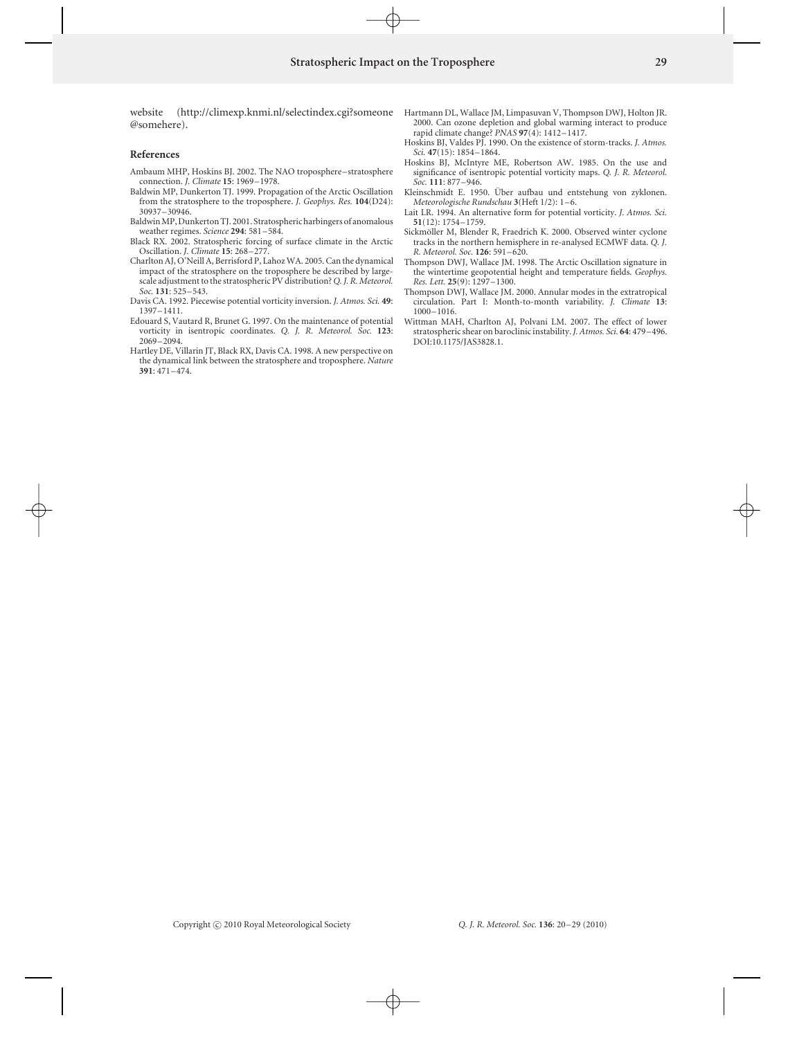website (http://climexp.knmi.nl/selectindex.cgi?someone @somehere).

## References

Ambaum MHP, Hoskins BJ. 2002. The NAO troposphere–stratosphere connection. *J. Climate* **15**: 1969–1978.

Baldwin MP, Dunkerton TJ. 1999. Propagation of the Arctic Oscillation from the stratosphere to the troposphere. *J. Geophys. Res.* **104**(D24): 30937–30946.

Baldwin MP, Dunkerton TJ. 2001. Stratospheric harbingers of anomalous weather regimes. *Science* **294**: 581–584.

Black RX. 2002. Stratospheric forcing of surface climate in the Arctic Oscillation. *J. Climate* **15**: 268–277.

Charlton AJ, O'Neill A, Berrisford P, Lahoz WA. 2005. Can the dynamical impact of the stratosphere on the troposphere be described by large-scale adjustment to the stratospheric PV distribution? *Q. J. R. Meteorol. Soc.* **131**: 525–543.

Davis CA. 1992. Piecewise potential vorticity inversion. *J. Atmos. Sci.* **49**: 1397–1411.

Edouard S, Vautard R, Brunet G. 1997. On the maintenance of potential vorticity in isentropic coordinates. *Q. J. R. Meteorol. Soc.* **123**: 2069–2094.

Hartley DE, Villarin JT, Black RX, Davis CA. 1998. A new perspective on the dynamical link between the stratosphere and troposphere. *Nature* **391**: 471–474.

Hartmann DL, Wallace JM, Limpasuvan V, Thompson DWJ, Holton JR. 2000. Can ozone depletion and global warming interact to produce rapid climate change? *PNAS* **97**(4): 1412–1417.

Hoskins BJ, Valdes PJ. 1990. On the existence of storm-tracks. *J. Atmos. Sci.* **47**(15): 1854–1864.

Hoskins BJ, McIntyre ME, Robertson AW. 1985. On the use and significance of isentropic potential vorticity maps. *Q. J. R. Meteorol. Soc.* **111**: 877–946.

Kleinschmidt E. 1950. Über aufbau und entstehung von zyklonen. *Meteorologische Rundschau* **3**(Heft 1/2): 1–6.

Lait LR. 1994. An alternative form for potential vorticity. *J. Atmos. Sci.* **51**(12): 1754–1759.

Sickmöller M, Blender R, Fraedrich K. 2000. Observed winter cyclone tracks in the northern hemisphere in re-analysed ECMWF data. *Q. J. R. Meteorol. Soc.* **126**: 591–620.

Thompson DWJ, Wallace JM. 1998. The Arctic Oscillation signature in the wintertime geopotential height and temperature fields. *Geophys. Res. Lett.* **25**(9): 1297–1300.

Thompson DWJ, Wallace JM. 2000. Annular modes in the extratropical circulation. Part I: Month-to-month variability. *J. Climate* **13**: 1000–1016.

Wittman MAH, Charlton AJ, Polvani LM. 2007. The effect of lower stratospheric shear on baroclinic instability. *J. Atmos. Sci.* **64**: 479–496. DOI:10.1175/JAS3828.1.